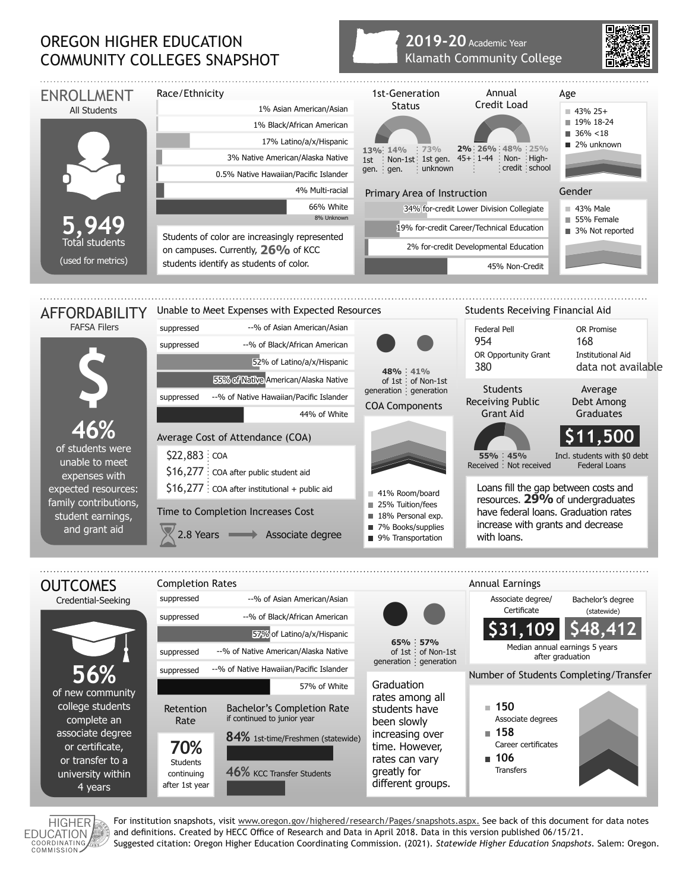# OREGON HIGHER EDUCATION COMMUNITY COLLEGES SNAPSHOT

**2019-20** Academic Year
Klamath Community College

## ENROLLMENT

All Students

**5,949**
Total students
(used for metrics)

### Race/Ethnicity

- 1% Asian American/Asian
- 1% Black/African American
- 17% Latino/a/x/Hispanic
- 3% Native American/Alaska Native
- 0.5% Native Hawaiian/Pacific Islander
- 4% Multi-racial
- 66% White
- 8% Unknown

Students of color are increasingly represented on campuses. Currently, **26%** of KCC students identify as students of color.

### 1st-Generation Status

- 13% 1st gen.
- 14% Non-1st gen.
- 73% 1st gen. unknown

### Annual Credit Load

- 2% 45+
- 26% 1-44
- 48% Non-credit
- 25% High-school

### Age

- 43% 25+
- 19% 18-24
- 36% <18
- 2% unknown

### Primary Area of Instruction

- 34% for-credit Lower Division Collegiate
- 19% for-credit Career/Technical Education
- 2% for-credit Developmental Education
- 45% Non-Credit

### Gender

- 43% Male
- 55% Female
- 3% Not reported

## AFFORDABILITY

FAFSA Filers

**46%**
of students were unable to meet expenses with expected resources: family contributions, student earnings, and grant aid

### Unable to Meet Expenses with Expected Resources

- suppressed --% of Asian American/Asian
- suppressed --% of Black/African American
- 52% of Latino/a/x/Hispanic
- 55% of Native American/Alaska Native
- suppressed --% of Native Hawaiian/Pacific Islander
- 44% of White

48% of 1st generation | 41% of Non-1st generation

### Average Cost of Attendance (COA)

- $22,883 COA
- $16,277 COA after public student aid
- $16,277 COA after institutional + public aid

### Time to Completion Increases Cost

2.8 Years → Associate degree

### COA Components

- 41% Room/board
- 25% Tuition/fees
- 18% Personal exp.
- 7% Books/supplies
- 9% Transportation

### Students Receiving Financial Aid

| Federal Pell | OR Promise |
|---|---|
| 954 | 168 |
| **OR Opportunity Grant** | **Institutional Aid** |
| 380 | data not available |

### Students Receiving Public Grant Aid

55% Received | 45% Not received

### Average Debt Among Graduates

**$11,500**
Incl. students with $0 debt Federal Loans

Loans fill the gap between costs and resources. **29%** of undergraduates have federal loans. Graduation rates increase with grants and decrease with loans.

## OUTCOMES

Credential-Seeking

**56%**
of new community college students complete an associate degree or certificate, or transfer to a university within 4 years

### Completion Rates

- suppressed --% of Asian American/Asian
- suppressed --% of Black/African American
- 57% of Latino/a/x/Hispanic
- suppressed --% of Native American/Alaska Native
- suppressed --% of Native Hawaiian/Pacific Islander
- 57% of White

65% of 1st generation | 57% of Non-1st generation

Graduation rates among all students have been slowly increasing over time. However, rates can vary greatly for different groups.

### Retention Rate

**70%**
Students continuing after 1st year

### Bachelor's Completion Rate

if continued to junior year

- **84%** 1st-time/Freshmen (statewide)
- **46%** KCC Transfer Students

### Annual Earnings

| Associate degree/ Certificate | Bachelor's degree (statewide) |
|---|---|
| $31,109 | $48,412 |

Median annual earnings 5 years after graduation

### Number of Students Completing/Transfer

- **150** Associate degrees
- **158** Career certificates
- **106** Transfers

For institution snapshots, visit www.oregon.gov/highered/research/Pages/snapshots.aspx. See back of this document for data notes and definitions. Created by HECC Office of Research and Data in April 2018. Data in this version published 06/15/21.
Suggested citation: Oregon Higher Education Coordinating Commission. (2021). *Statewide Higher Education Snapshots*. Salem: Oregon.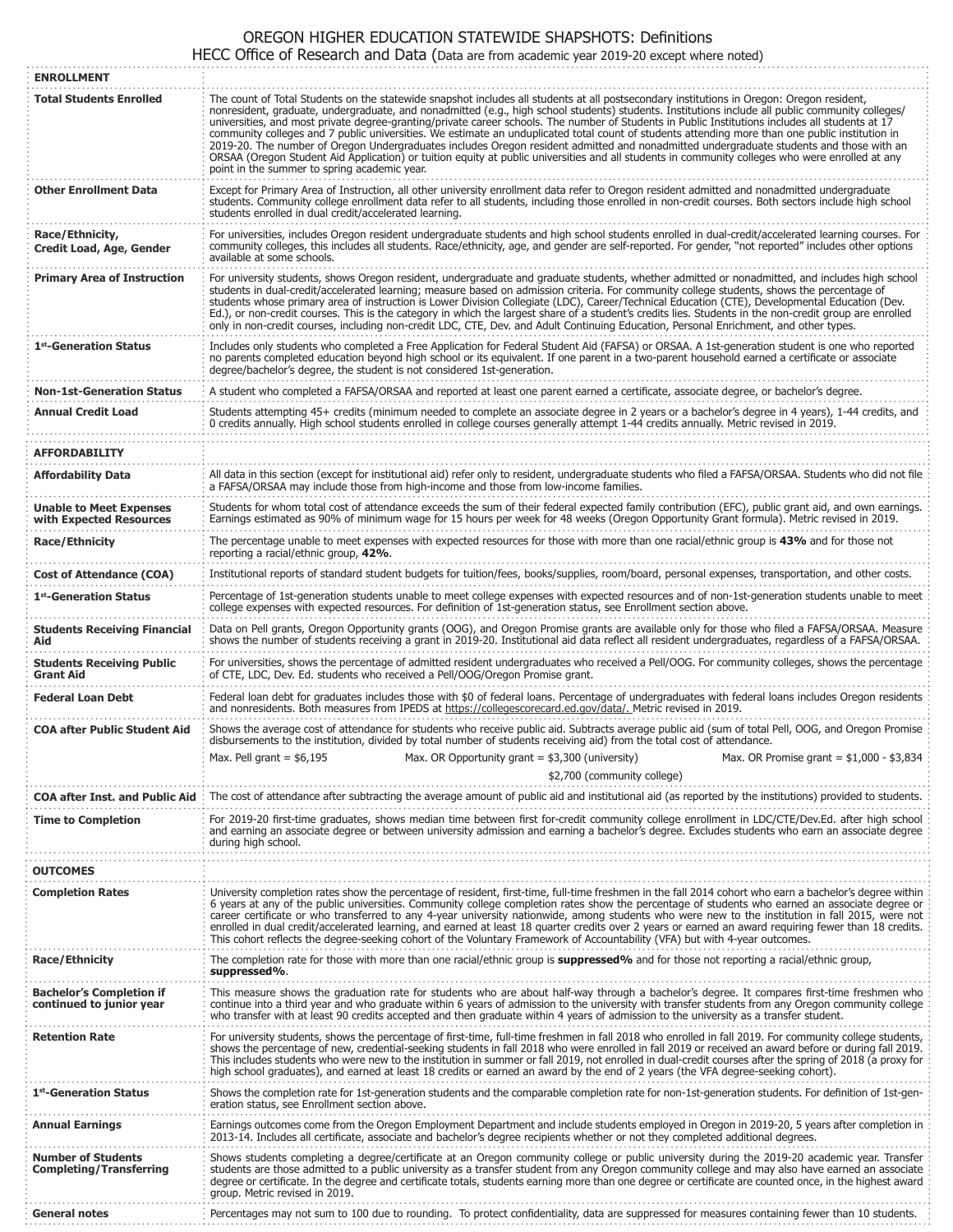# OREGON HIGHER EDUCATION STATEWIDE SHAPSHOTS: Definitions

## HECC Office of Research and Data (Data are from academic year 2019-20 except where noted)

| | |
|---|---|
| **ENROLLMENT** | |
| **Total Students Enrolled** | The count of Total Students on the statewide snapshot includes all students at all postsecondary institutions in Oregon: Oregon resident, nonresident, graduate, undergraduate, and nonadmitted (e.g., high school students) students. Institutions include all public community colleges/ universities, and most private degree-granting/private career schools. The number of Students in Public Institutions includes all students at 17 community colleges and 7 public universities. We estimate an unduplicated total count of students attending more than one public institution in 2019-20. The number of Oregon Undergraduates includes Oregon resident admitted and nonadmitted undergraduate students and those with an ORSAA (Oregon Student Aid Application) or tuition equity at public universities and all students in community colleges who were enrolled at any point in the summer to spring academic year. |
| **Other Enrollment Data** | Except for Primary Area of Instruction, all other university enrollment data refer to Oregon resident admitted and nonadmitted undergraduate students. Community college enrollment data refer to all students, including those enrolled in non-credit courses. Both sectors include high school students enrolled in dual credit/accelerated learning. |
| **Race/Ethnicity, Credit Load, Age, Gender** | For universities, includes Oregon resident undergraduate students and high school students enrolled in dual-credit/accelerated learning courses. For community colleges, this includes all students. Race/ethnicity, age, and gender are self-reported. For gender, "not reported" includes other options available at some schools. |
| **Primary Area of Instruction** | For university students, shows Oregon resident, undergraduate and graduate students, whether admitted or nonadmitted, and includes high school students in dual-credit/accelerated learning; measure based on admission criteria. For community college students, shows the percentage of students whose primary area of instruction is Lower Division Collegiate (LDC), Career/Technical Education (CTE), Developmental Education (Dev. Ed.), or non-credit courses. This is the category in which the largest share of a student's credits lies. Students in the non-credit group are enrolled only in non-credit courses, including non-credit LDC, CTE, Dev. and Adult Continuing Education, Personal Enrichment, and other types. |
| **1st-Generation Status** | Includes only students who completed a Free Application for Federal Student Aid (FAFSA) or ORSAA. A 1st-generation student is one who reported no parents completed education beyond high school or its equivalent. If one parent in a two-parent household earned a certificate or associate degree/bachelor's degree, the student is not considered 1st-generation. |
| **Non-1st-Generation Status** | A student who completed a FAFSA/ORSAA and reported at least one parent earned a certificate, associate degree, or bachelor's degree. |
| **Annual Credit Load** | Students attempting 45+ credits (minimum needed to complete an associate degree in 2 years or a bachelor's degree in 4 years), 1-44 credits, and 0 credits annually. High school students enrolled in college courses generally attempt 1-44 credits annually. Metric revised in 2019. |
| **AFFORDABILITY** | |
| **Affordability Data** | All data in this section (except for institutional aid) refer only to resident, undergraduate students who filed a FAFSA/ORSAA. Students who did not file a FAFSA/ORSAA may include those from high-income and those from low-income families. |
| **Unable to Meet Expenses with Expected Resources** | Students for whom total cost of attendance exceeds the sum of their federal expected family contribution (EFC), public grant aid, and own earnings. Earnings estimated as 90% of minimum wage for 15 hours per week for 48 weeks (Oregon Opportunity Grant formula). Metric revised in 2019. |
| **Race/Ethnicity** | The percentage unable to meet expenses with expected resources for those with more than one racial/ethnic group is **43%** and for those not reporting a racial/ethnic group, **42%**. |
| **Cost of Attendance (COA)** | Institutional reports of standard student budgets for tuition/fees, books/supplies, room/board, personal expenses, transportation, and other costs. |
| **1st-Generation Status** | Percentage of 1st-generation students unable to meet college expenses with expected resources and of non-1st-generation students unable to meet college expenses with expected resources. For definition of 1st-generation status, see Enrollment section above. |
| **Students Receiving Financial Aid** | Data on Pell grants, Oregon Opportunity grants (OOG), and Oregon Promise grants are available only for those who filed a FAFSA/ORSAA. Measure shows the number of students receiving a grant in 2019-20. Institutional aid data reflect all resident undergraduates, regardless of a FAFSA/ORSAA. |
| **Students Receiving Public Grant Aid** | For universities, shows the percentage of admitted resident undergraduates who received a Pell/OOG. For community colleges, shows the percentage of CTE, LDC, Dev. Ed. students who received a Pell/OOG/Oregon Promise grant. |
| **Federal Loan Debt** | Federal loan debt for graduates includes those with $0 of federal loans. Percentage of undergraduates with federal loans includes Oregon residents and nonresidents. Both measures from IPEDS at https://collegescorecard.ed.gov/data/. Metric revised in 2019. |
| **COA after Public Student Aid** | Shows the average cost of attendance for students who receive public aid. Subtracts average public aid (sum of total Pell, OOG, and Oregon Promise disbursements to the institution, divided by total number of students receiving aid) from the total cost of attendance. Max. Pell grant = $6,195; Max. OR Opportunity grant = $3,300 (university), $2,700 (community college); Max. OR Promise grant = $1,000 - $3,834 |
| **COA after Inst. and Public Aid** | The cost of attendance after subtracting the average amount of public aid and institutional aid (as reported by the institutions) provided to students. |
| **Time to Completion** | For 2019-20 first-time graduates, shows median time between first for-credit community college enrollment in LDC/CTE/Dev.Ed. after high school and earning an associate degree or between university admission and earning a bachelor's degree. Excludes students who earn an associate degree during high school. |
| **OUTCOMES** | |
| **Completion Rates** | University completion rates show the percentage of resident, first-time, full-time freshmen in the fall 2014 cohort who earn a bachelor's degree within 6 years at any of the public universities. Community college completion rates show the percentage of students who earned an associate degree or career certificate or who transferred to any 4-year university nationwide, among students who were new to the institution in fall 2015, were not enrolled in dual credit/accelerated learning, and earned at least 18 quarter credits over 2 years or earned an award requiring fewer than 18 credits. This cohort reflects the degree-seeking cohort of the Voluntary Framework of Accountability (VFA) but with 4-year outcomes. |
| **Race/Ethnicity** | The completion rate for those with more than one racial/ethnic group is **suppressed%** and for those not reporting a racial/ethnic group, **suppressed%**. |
| **Bachelor's Completion if continued to junior year** | This measure shows the graduation rate for students who are about half-way through a bachelor's degree. It compares first-time freshmen who continue into a third year and who graduate within 6 years of admission to the university with transfer students from any Oregon community college who transfer with at least 90 credits accepted and then graduate within 4 years of admission to the university as a transfer student. |
| **Retention Rate** | For university students, shows the percentage of first-time, full-time freshmen in fall 2018 who enrolled in fall 2019. For community college students, shows the percentage of new, credential-seeking students in fall 2018 who were enrolled in fall 2019 or received an award before or during fall 2019. This includes students who were new to the institution in summer or fall 2019, not enrolled in dual-credit courses after the spring of 2018 (a proxy for high school graduates), and earned at least 18 credits or earned an award by the end of 2 years (the VFA degree-seeking cohort). |
| **1st-Generation Status** | Shows the completion rate for 1st-generation students and the comparable completion rate for non-1st-generation students. For definition of 1st-generation status, see Enrollment section above. |
| **Annual Earnings** | Earnings outcomes come from the Oregon Employment Department and include students employed in Oregon in 2019-20, 5 years after completion in 2013-14. Includes all certificate, associate and bachelor's degree recipients whether or not they completed additional degrees. |
| **Number of Students Completing/Transferring** | Shows students completing a degree/certificate at an Oregon community college or public university during the 2019-20 academic year. Transfer students are those admitted to a public university as a transfer student from any Oregon community college and may also have earned an associate degree or certificate. In the degree and certificate totals, students earning more than one degree or certificate are counted once, in the highest award group. Metric revised in 2019. |
| **General notes** | Percentages may not sum to 100 due to rounding. To protect confidentiality, data are suppressed for measures containing fewer than 10 students. |